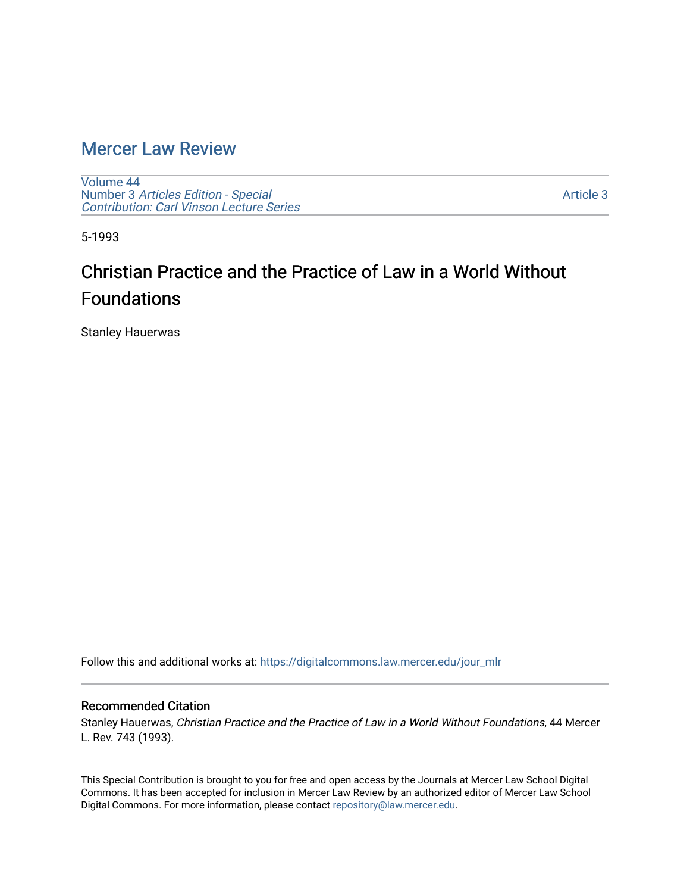# Mercer Law Review

Volume 44
Number 3 *Articles Edition - Special Contribution: Carl Vinson Lecture Series*

Article 3

5-1993

## Christian Practice and the Practice of Law in a World Without Foundations

Stanley Hauerwas

Follow this and additional works at: https://digitalcommons.law.mercer.edu/jour_mlr

### Recommended Citation

Stanley Hauerwas, *Christian Practice and the Practice of Law in a World Without Foundations*, 44 Mercer L. Rev. 743 (1993).

This Special Contribution is brought to you for free and open access by the Journals at Mercer Law School Digital Commons. It has been accepted for inclusion in Mercer Law Review by an authorized editor of Mercer Law School Digital Commons. For more information, please contact repository@law.mercer.edu.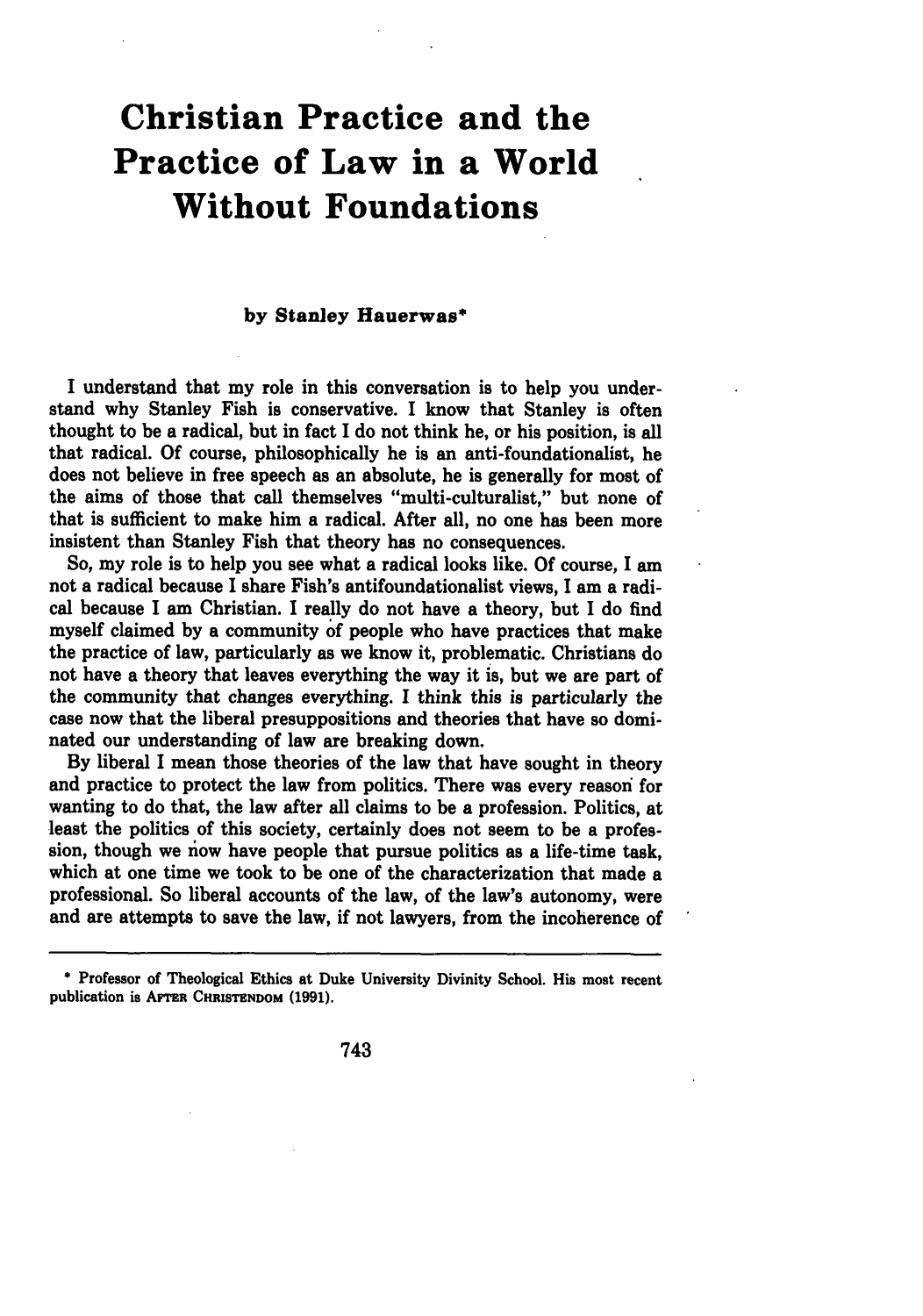# Christian Practice and the Practice of Law in a World Without Foundations

**by Stanley Hauerwas***

I understand that my role in this conversation is to help you understand why Stanley Fish is conservative. I know that Stanley is often thought to be a radical, but in fact I do not think he, or his position, is all that radical. Of course, philosophically he is an anti-foundationalist, he does not believe in free speech as an absolute, he is generally for most of the aims of those that call themselves "multi-culturalist," but none of that is sufficient to make him a radical. After all, no one has been more insistent than Stanley Fish that theory has no consequences.

So, my role is to help you see what a radical looks like. Of course, I am not a radical because I share Fish's antifoundationalist views, I am a radical because I am Christian. I really do not have a theory, but I do find myself claimed by a community of people who have practices that make the practice of law, particularly as we know it, problematic. Christians do not have a theory that leaves everything the way it is, but we are part of the community that changes everything. I think this is particularly the case now that the liberal presuppositions and theories that have so dominated our understanding of law are breaking down.

By liberal I mean those theories of the law that have sought in theory and practice to protect the law from politics. There was every reason for wanting to do that, the law after all claims to be a profession. Politics, at least the politics of this society, certainly does not seem to be a profession, though we now have people that pursue politics as a life-time task, which at one time we took to be one of the characterization that made a professional. So liberal accounts of the law, of the law's autonomy, were and are attempts to save the law, if not lawyers, from the incoherence of

---

\* Professor of Theological Ethics at Duke University Divinity School. His most recent publication is AFTER CHRISTENDOM (1991).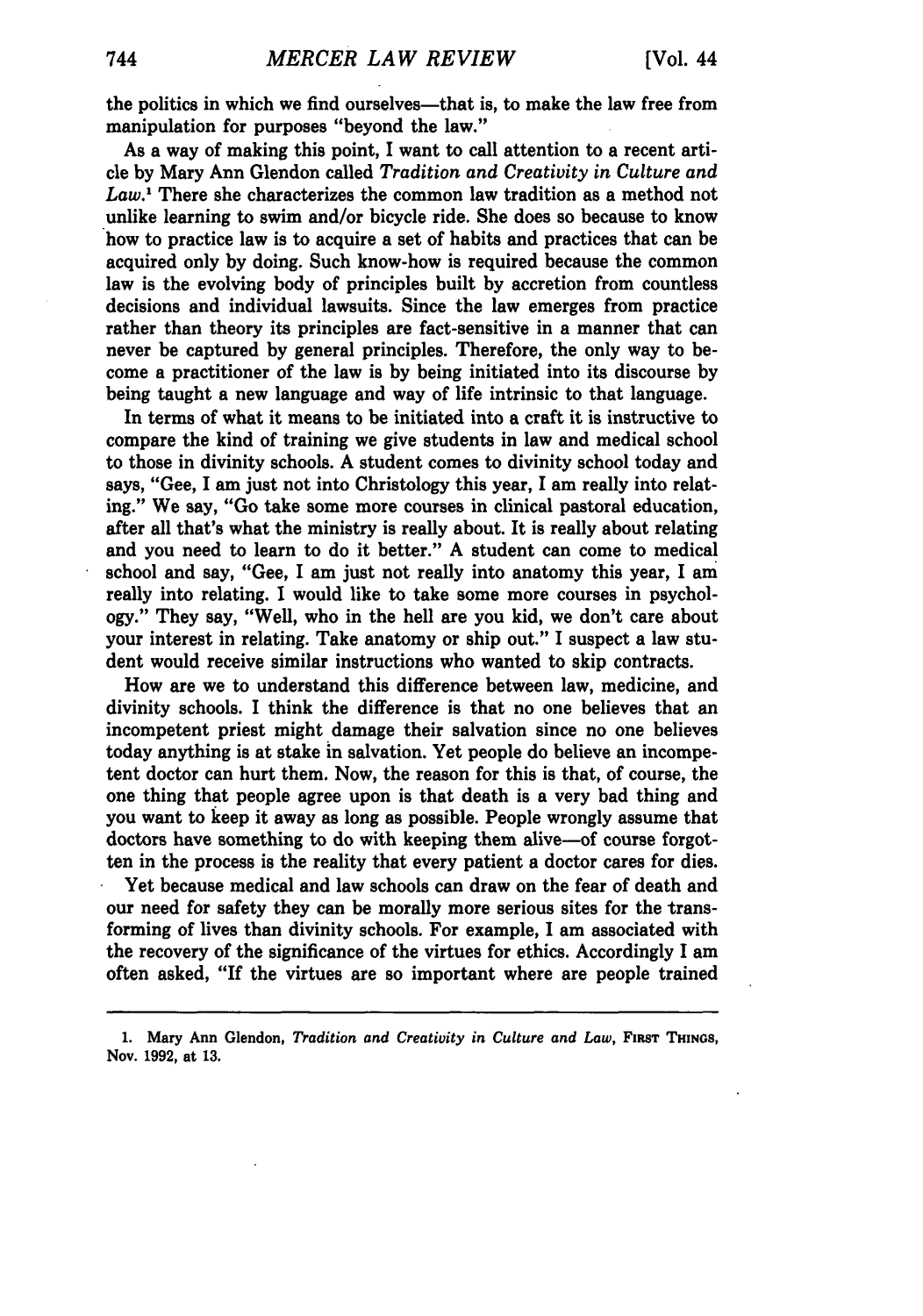the politics in which we find ourselves—that is, to make the law free from manipulation for purposes "beyond the law."

As a way of making this point, I want to call attention to a recent article by Mary Ann Glendon called *Tradition and Creativity in Culture and Law*.[1] There she characterizes the common law tradition as a method not unlike learning to swim and/or bicycle ride. She does so because to know how to practice law is to acquire a set of habits and practices that can be acquired only by doing. Such know-how is required because the common law is the evolving body of principles built by accretion from countless decisions and individual lawsuits. Since the law emerges from practice rather than theory its principles are fact-sensitive in a manner that can never be captured by general principles. Therefore, the only way to become a practitioner of the law is by being initiated into its discourse by being taught a new language and way of life intrinsic to that language.

In terms of what it means to be initiated into a craft it is instructive to compare the kind of training we give students in law and medical school to those in divinity schools. A student comes to divinity school today and says, "Gee, I am just not into Christology this year, I am really into relating." We say, "Go take some more courses in clinical pastoral education, after all that's what the ministry is really about. It is really about relating and you need to learn to do it better." A student can come to medical school and say, "Gee, I am just not really into anatomy this year, I am really into relating. I would like to take some more courses in psychology." They say, "Well, who in the hell are you kid, we don't care about your interest in relating. Take anatomy or ship out." I suspect a law student would receive similar instructions who wanted to skip contracts.

How are we to understand this difference between law, medicine, and divinity schools. I think the difference is that no one believes that an incompetent priest might damage their salvation since no one believes today anything is at stake in salvation. Yet people do believe an incompetent doctor can hurt them. Now, the reason for this is that, of course, the one thing that people agree upon is that death is a very bad thing and you want to keep it away as long as possible. People wrongly assume that doctors have something to do with keeping them alive—of course forgotten in the process is the reality that every patient a doctor cares for dies.

Yet because medical and law schools can draw on the fear of death and our need for safety they can be morally more serious sites for the transforming of lives than divinity schools. For example, I am associated with the recovery of the significance of the virtues for ethics. Accordingly I am often asked, "If the virtues are so important where are people trained

1. Mary Ann Glendon, *Tradition and Creativity in Culture and Law*, FIRST THINGS, Nov. 1992, at 13.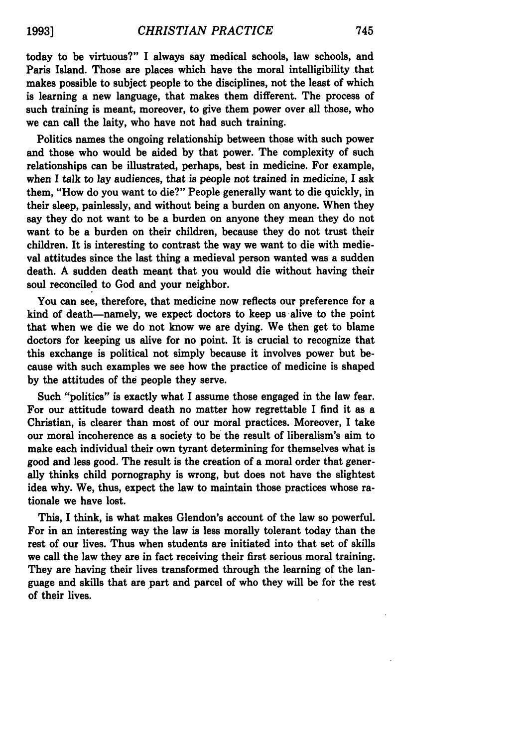today to be virtuous?" I always say medical schools, law schools, and Paris Island. Those are places which have the moral intelligibility that makes possible to subject people to the disciplines, not the least of which is learning a new language, that makes them different. The process of such training is meant, moreover, to give them power over all those, who we can call the laity, who have not had such training.

Politics names the ongoing relationship between those with such power and those who would be aided by that power. The complexity of such relationships can be illustrated, perhaps, best in medicine. For example, when I talk to lay audiences, that is people not trained in medicine, I ask them, "How do you want to die?" People generally want to die quickly, in their sleep, painlessly, and without being a burden on anyone. When they say they do not want to be a burden on anyone they mean they do not want to be a burden on their children, because they do not trust their children. It is interesting to contrast the way we want to die with medieval attitudes since the last thing a medieval person wanted was a sudden death. A sudden death meant that you would die without having their soul reconciled to God and your neighbor.

You can see, therefore, that medicine now reflects our preference for a kind of death—namely, we expect doctors to keep us alive to the point that when we die we do not know we are dying. We then get to blame doctors for keeping us alive for no point. It is crucial to recognize that this exchange is political not simply because it involves power but because with such examples we see how the practice of medicine is shaped by the attitudes of the people they serve.

Such "politics" is exactly what I assume those engaged in the law fear. For our attitude toward death no matter how regrettable I find it as a Christian, is clearer than most of our moral practices. Moreover, I take our moral incoherence as a society to be the result of liberalism's aim to make each individual their own tyrant determining for themselves what is good and less good. The result is the creation of a moral order that generally thinks child pornography is wrong, but does not have the slightest idea why. We, thus, expect the law to maintain those practices whose rationale we have lost.

This, I think, is what makes Glendon's account of the law so powerful. For in an interesting way the law is less morally tolerant today than the rest of our lives. Thus when students are initiated into that set of skills we call the law they are in fact receiving their first serious moral training. They are having their lives transformed through the learning of the language and skills that are part and parcel of who they will be for the rest of their lives.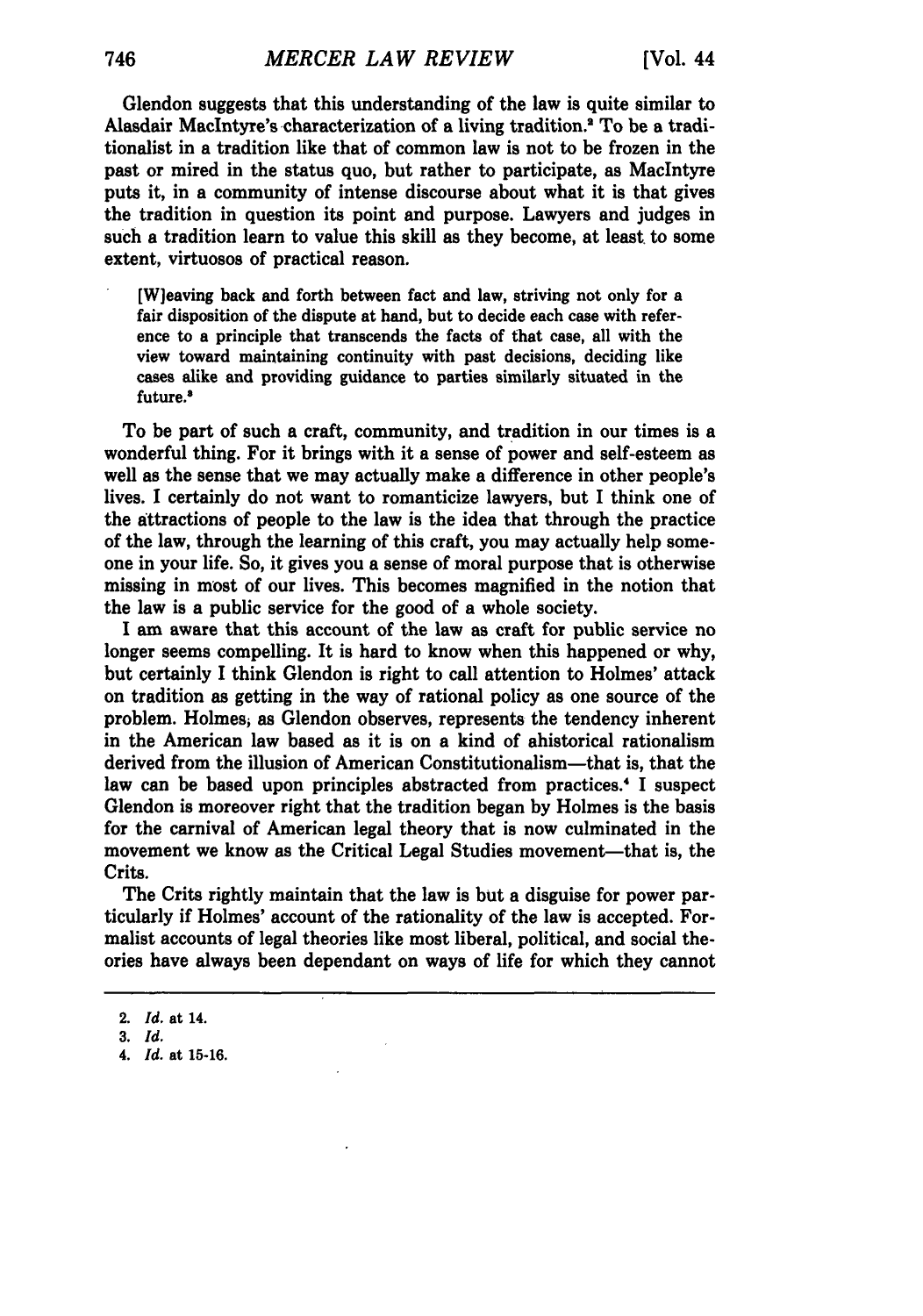Glendon suggests that this understanding of the law is quite similar to Alasdair MacIntyre's characterization of a living tradition.[2] To be a traditionalist in a tradition like that of common law is not to be frozen in the past or mired in the status quo, but rather to participate, as MacIntyre puts it, in a community of intense discourse about what it is that gives the tradition in question its point and purpose. Lawyers and judges in such a tradition learn to value this skill as they become, at least to some extent, virtuosos of practical reason.

> [W]eaving back and forth between fact and law, striving not only for a fair disposition of the dispute at hand, but to decide each case with reference to a principle that transcends the facts of that case, all with the view toward maintaining continuity with past decisions, deciding like cases alike and providing guidance to parties similarly situated in the future.[3]

To be part of such a craft, community, and tradition in our times is a wonderful thing. For it brings with it a sense of power and self-esteem as well as the sense that we may actually make a difference in other people's lives. I certainly do not want to romanticize lawyers, but I think one of the attractions of people to the law is the idea that through the practice of the law, through the learning of this craft, you may actually help someone in your life. So, it gives you a sense of moral purpose that is otherwise missing in most of our lives. This becomes magnified in the notion that the law is a public service for the good of a whole society.

I am aware that this account of the law as craft for public service no longer seems compelling. It is hard to know when this happened or why, but certainly I think Glendon is right to call attention to Holmes' attack on tradition as getting in the way of rational policy as one source of the problem. Holmes, as Glendon observes, represents the tendency inherent in the American law based as it is on a kind of ahistorical rationalism derived from the illusion of American Constitutionalism—that is, that the law can be based upon principles abstracted from practices.[4] I suspect Glendon is moreover right that the tradition began by Holmes is the basis for the carnival of American legal theory that is now culminated in the movement we know as the Critical Legal Studies movement—that is, the Crits.

The Crits rightly maintain that the law is but a disguise for power particularly if Holmes' account of the rationality of the law is accepted. Formalist accounts of legal theories like most liberal, political, and social theories have always been dependant on ways of life for which they cannot

2. *Id.* at 14.
3. *Id.*
4. *Id.* at 15-16.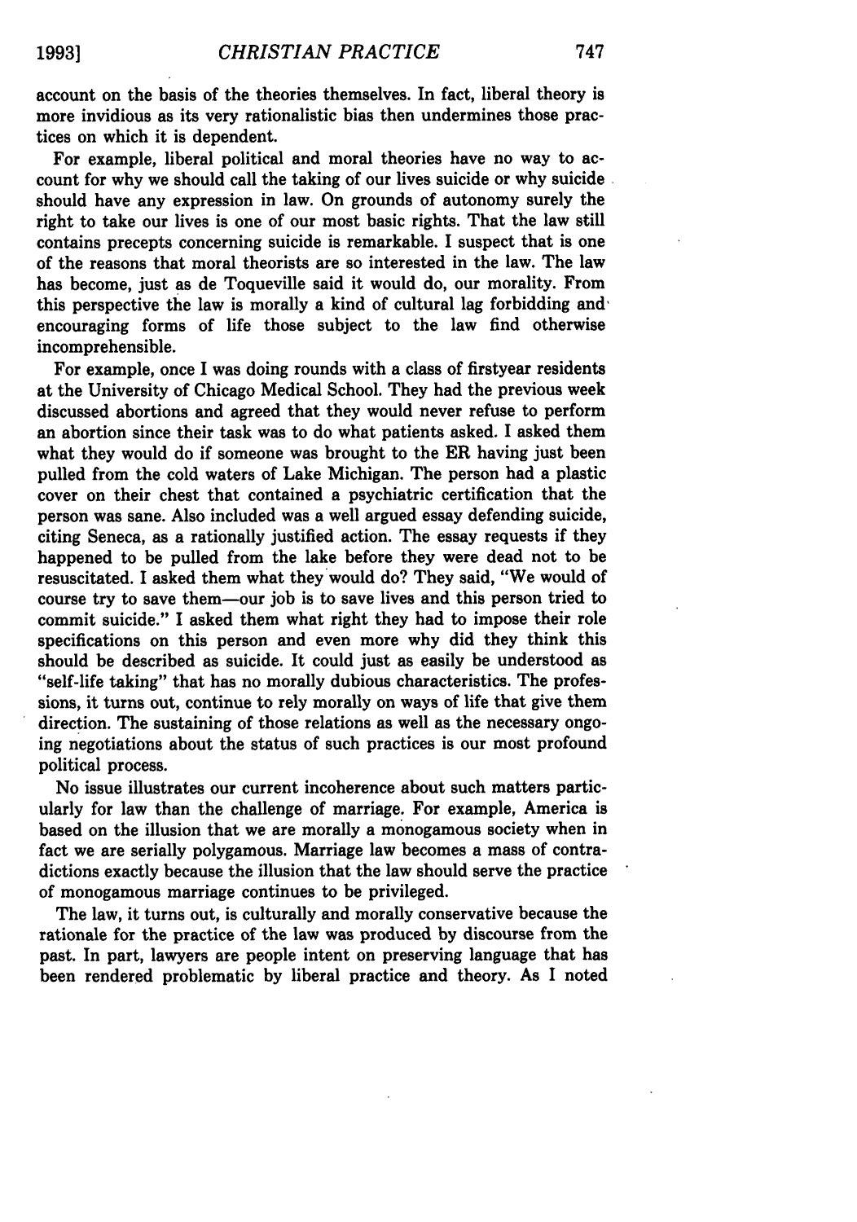account on the basis of the theories themselves. In fact, liberal theory is more invidious as its very rationalistic bias then undermines those practices on which it is dependent.

For example, liberal political and moral theories have no way to account for why we should call the taking of our lives suicide or why suicide should have any expression in law. On grounds of autonomy surely the right to take our lives is one of our most basic rights. That the law still contains precepts concerning suicide is remarkable. I suspect that is one of the reasons that moral theorists are so interested in the law. The law has become, just as de Toqueville said it would do, our morality. From this perspective the law is morally a kind of cultural lag forbidding and encouraging forms of life those subject to the law find otherwise incomprehensible.

For example, once I was doing rounds with a class of firstyear residents at the University of Chicago Medical School. They had the previous week discussed abortions and agreed that they would never refuse to perform an abortion since their task was to do what patients asked. I asked them what they would do if someone was brought to the ER having just been pulled from the cold waters of Lake Michigan. The person had a plastic cover on their chest that contained a psychiatric certification that the person was sane. Also included was a well argued essay defending suicide, citing Seneca, as a rationally justified action. The essay requests if they happened to be pulled from the lake before they were dead not to be resuscitated. I asked them what they would do? They said, "We would of course try to save them—our job is to save lives and this person tried to commit suicide." I asked them what right they had to impose their role specifications on this person and even more why did they think this should be described as suicide. It could just as easily be understood as "self-life taking" that has no morally dubious characteristics. The professions, it turns out, continue to rely morally on ways of life that give them direction. The sustaining of those relations as well as the necessary ongoing negotiations about the status of such practices is our most profound political process.

No issue illustrates our current incoherence about such matters particularly for law than the challenge of marriage. For example, America is based on the illusion that we are morally a monogamous society when in fact we are serially polygamous. Marriage law becomes a mass of contradictions exactly because the illusion that the law should serve the practice of monogamous marriage continues to be privileged.

The law, it turns out, is culturally and morally conservative because the rationale for the practice of the law was produced by discourse from the past. In part, lawyers are people intent on preserving language that has been rendered problematic by liberal practice and theory. As I noted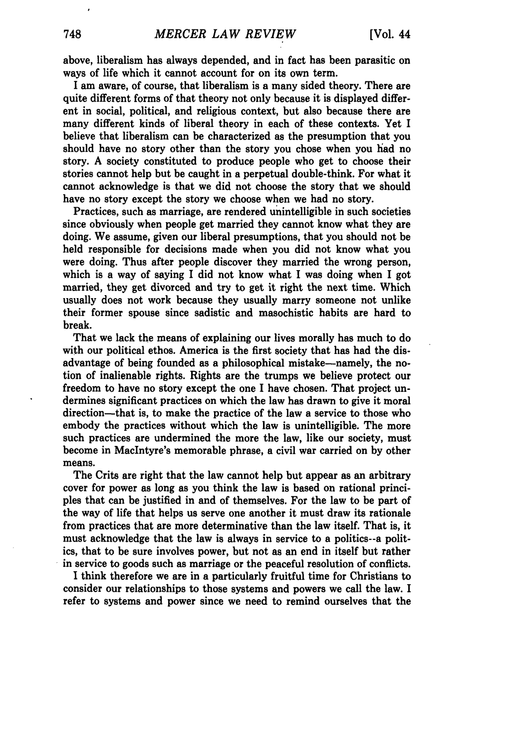above, liberalism has always depended, and in fact has been parasitic on ways of life which it cannot account for on its own term.

I am aware, of course, that liberalism is a many sided theory. There are quite different forms of that theory not only because it is displayed different in social, political, and religious context, but also because there are many different kinds of liberal theory in each of these contexts. Yet I believe that liberalism can be characterized as the presumption that you should have no story other than the story you chose when you had no story. A society constituted to produce people who get to choose their stories cannot help but be caught in a perpetual double-think. For what it cannot acknowledge is that we did not choose the story that we should have no story except the story we choose when we had no story.

Practices, such as marriage, are rendered unintelligible in such societies since obviously when people get married they cannot know what they are doing. We assume, given our liberal presumptions, that you should not be held responsible for decisions made when you did not know what you were doing. Thus after people discover they married the wrong person, which is a way of saying I did not know what I was doing when I got married, they get divorced and try to get it right the next time. Which usually does not work because they usually marry someone not unlike their former spouse since sadistic and masochistic habits are hard to break.

That we lack the means of explaining our lives morally has much to do with our political ethos. America is the first society that has had the disadvantage of being founded as a philosophical mistake—namely, the notion of inalienable rights. Rights are the trumps we believe protect our freedom to have no story except the one I have chosen. That project undermines significant practices on which the law has drawn to give it moral direction—that is, to make the practice of the law a service to those who embody the practices without which the law is unintelligible. The more such practices are undermined the more the law, like our society, must become in MacIntyre's memorable phrase, a civil war carried on by other means.

The Crits are right that the law cannot help but appear as an arbitrary cover for power as long as you think the law is based on rational principles that can be justified in and of themselves. For the law to be part of the way of life that helps us serve one another it must draw its rationale from practices that are more determinative than the law itself. That is, it must acknowledge that the law is always in service to a politics--a politics, that to be sure involves power, but not as an end in itself but rather in service to goods such as marriage or the peaceful resolution of conflicts.

I think therefore we are in a particularly fruitful time for Christians to consider our relationships to those systems and powers we call the law. I refer to systems and power since we need to remind ourselves that the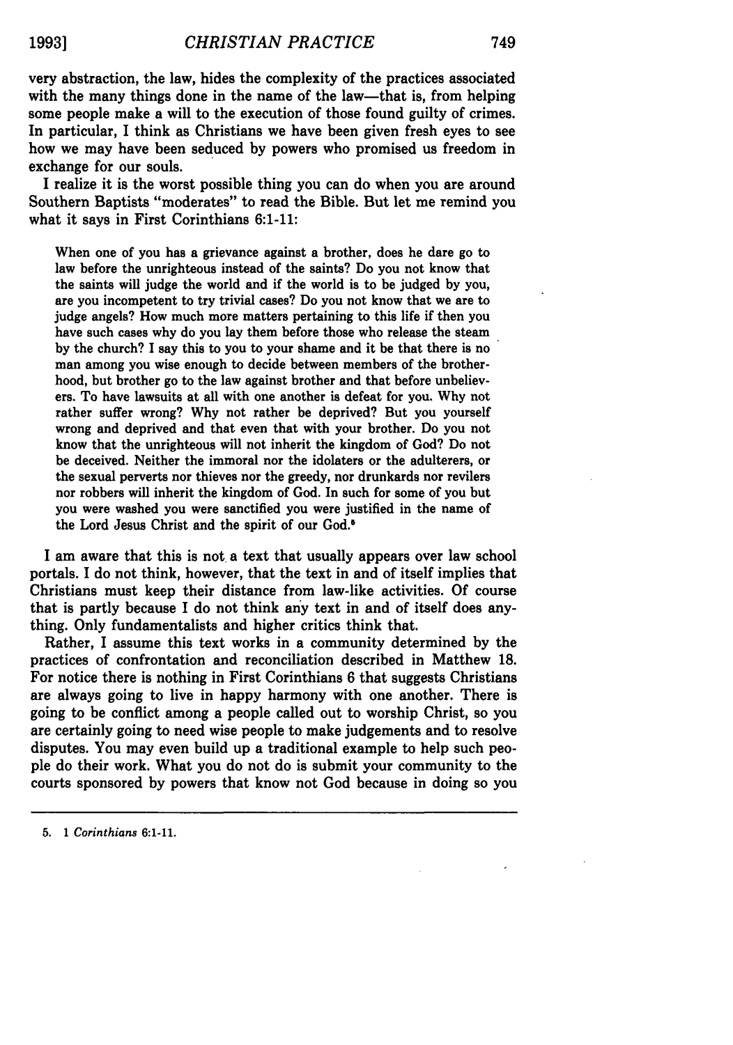very abstraction, the law, hides the complexity of the practices associated with the many things done in the name of the law—that is, from helping some people make a will to the execution of those found guilty of crimes. In particular, I think as Christians we have been given fresh eyes to see how we may have been seduced by powers who promised us freedom in exchange for our souls.

I realize it is the worst possible thing you can do when you are around Southern Baptists "moderates" to read the Bible. But let me remind you what it says in First Corinthians 6:1-11:

> When one of you has a grievance against a brother, does he dare go to law before the unrighteous instead of the saints? Do you not know that the saints will judge the world and if the world is to be judged by you, are you incompetent to try trivial cases? Do you not know that we are to judge angels? How much more matters pertaining to this life if then you have such cases why do you lay them before those who release the steam by the church? I say this to you to your shame and it be that there is no man among you wise enough to decide between members of the brotherhood, but brother go to the law against brother and that before unbelievers. To have lawsuits at all with one another is defeat for you. Why not rather suffer wrong? Why not rather be deprived? But you yourself wrong and deprived and that even that with your brother. Do you not know that the unrighteous will not inherit the kingdom of God? Do not be deceived. Neither the immoral nor the idolaters or the adulterers, or the sexual perverts nor thieves nor the greedy, nor drunkards nor revilers nor robbers will inherit the kingdom of God. In such for some of you but you were washed you were sanctified you were justified in the name of the Lord Jesus Christ and the spirit of our God.[5]

I am aware that this is not a text that usually appears over law school portals. I do not think, however, that the text in and of itself implies that Christians must keep their distance from law-like activities. Of course that is partly because I do not think any text in and of itself does anything. Only fundamentalists and higher critics think that.

Rather, I assume this text works in a community determined by the practices of confrontation and reconciliation described in Matthew 18. For notice there is nothing in First Corinthians 6 that suggests Christians are always going to live in happy harmony with one another. There is going to be conflict among a people called out to worship Christ, so you are certainly going to need wise people to make judgements and to resolve disputes. You may even build up a traditional example to help such people do their work. What you do not do is submit your community to the courts sponsored by powers that know not God because in doing so you

---

5. 1 *Corinthians* 6:1-11.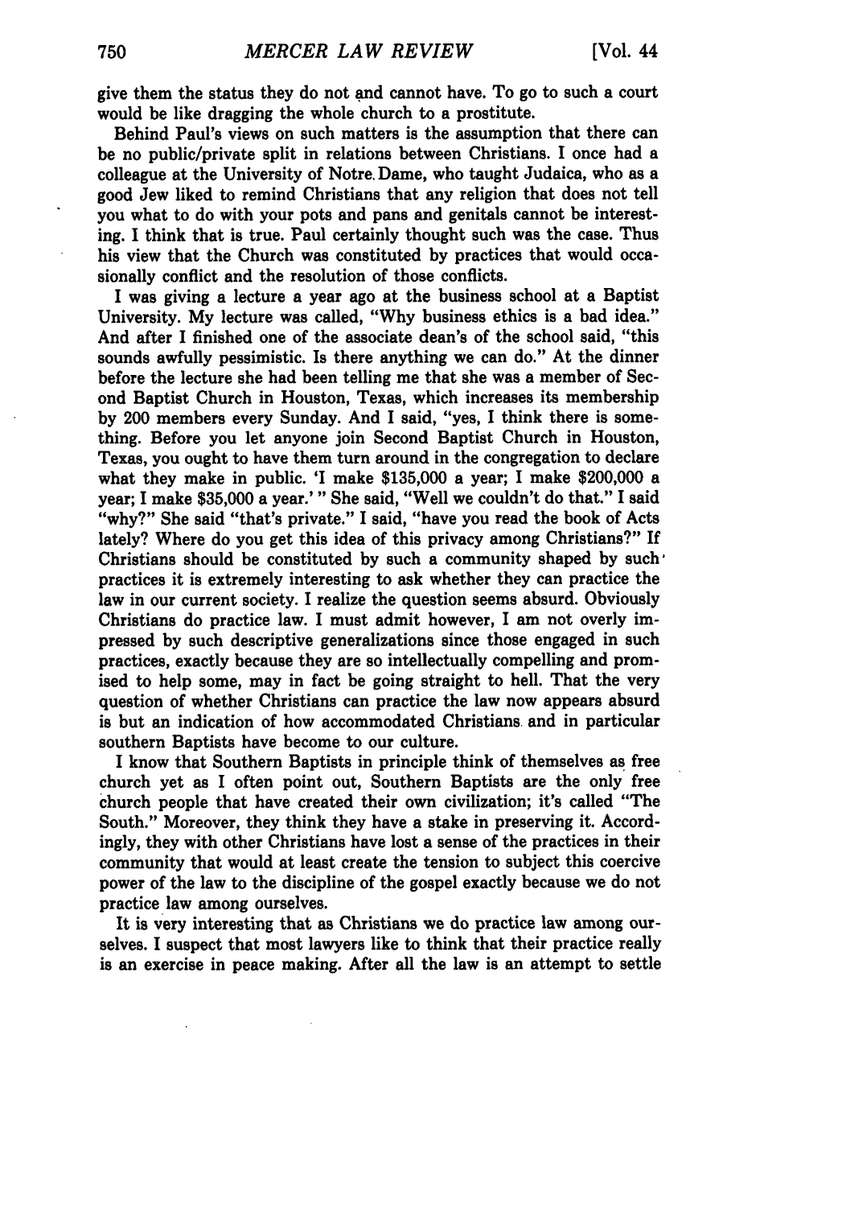give them the status they do not and cannot have. To go to such a court would be like dragging the whole church to a prostitute.

Behind Paul's views on such matters is the assumption that there can be no public/private split in relations between Christians. I once had a colleague at the University of Notre Dame, who taught Judaica, who as a good Jew liked to remind Christians that any religion that does not tell you what to do with your pots and pans and genitals cannot be interesting. I think that is true. Paul certainly thought such was the case. Thus his view that the Church was constituted by practices that would occasionally conflict and the resolution of those conflicts.

I was giving a lecture a year ago at the business school at a Baptist University. My lecture was called, "Why business ethics is a bad idea." And after I finished one of the associate dean's of the school said, "this sounds awfully pessimistic. Is there anything we can do." At the dinner before the lecture she had been telling me that she was a member of Second Baptist Church in Houston, Texas, which increases its membership by 200 members every Sunday. And I said, "yes, I think there is something. Before you let anyone join Second Baptist Church in Houston, Texas, you ought to have them turn around in the congregation to declare what they make in public. 'I make $135,000 a year; I make $200,000 a year; I make $35,000 a year.' " She said, "Well we couldn't do that." I said "why?" She said "that's private." I said, "have you read the book of Acts lately? Where do you get this idea of this privacy among Christians?" If Christians should be constituted by such a community shaped by such practices it is extremely interesting to ask whether they can practice the law in our current society. I realize the question seems absurd. Obviously Christians do practice law. I must admit however, I am not overly impressed by such descriptive generalizations since those engaged in such practices, exactly because they are so intellectually compelling and promised to help some, may in fact be going straight to hell. That the very question of whether Christians can practice the law now appears absurd is but an indication of how accommodated Christians and in particular southern Baptists have become to our culture.

I know that Southern Baptists in principle think of themselves as free church yet as I often point out, Southern Baptists are the only free church people that have created their own civilization; it's called "The South." Moreover, they think they have a stake in preserving it. Accordingly, they with other Christians have lost a sense of the practices in their community that would at least create the tension to subject this coercive power of the law to the discipline of the gospel exactly because we do not practice law among ourselves.

It is very interesting that as Christians we do practice law among ourselves. I suspect that most lawyers like to think that their practice really is an exercise in peace making. After all the law is an attempt to settle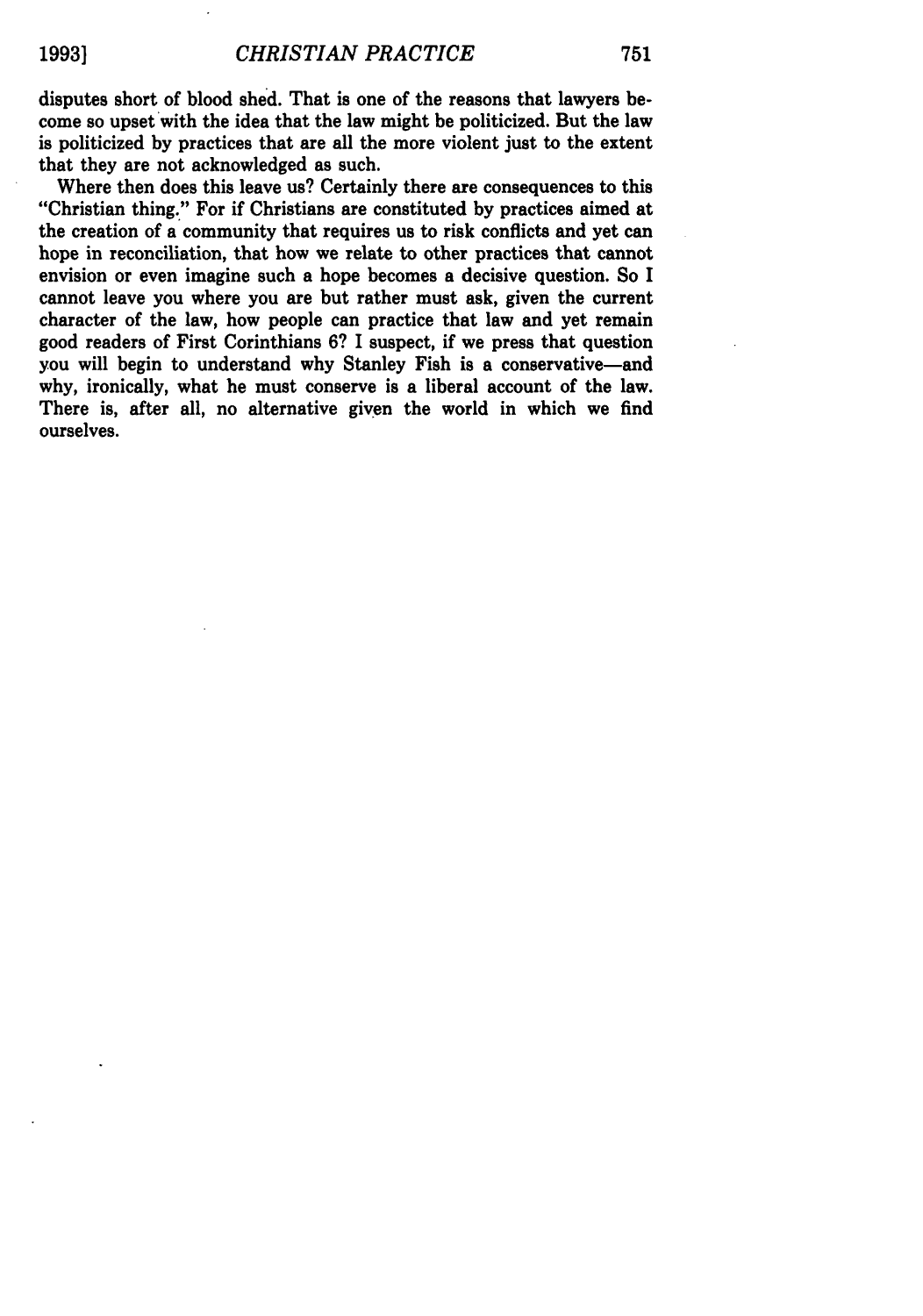disputes short of blood shed. That is one of the reasons that lawyers become so upset with the idea that the law might be politicized. But the law is politicized by practices that are all the more violent just to the extent that they are not acknowledged as such.

Where then does this leave us? Certainly there are consequences to this "Christian thing." For if Christians are constituted by practices aimed at the creation of a community that requires us to risk conflicts and yet can hope in reconciliation, that how we relate to other practices that cannot envision or even imagine such a hope becomes a decisive question. So I cannot leave you where you are but rather must ask, given the current character of the law, how people can practice that law and yet remain good readers of First Corinthians 6? I suspect, if we press that question you will begin to understand why Stanley Fish is a conservative—and why, ironically, what he must conserve is a liberal account of the law. There is, after all, no alternative given the world in which we find ourselves.